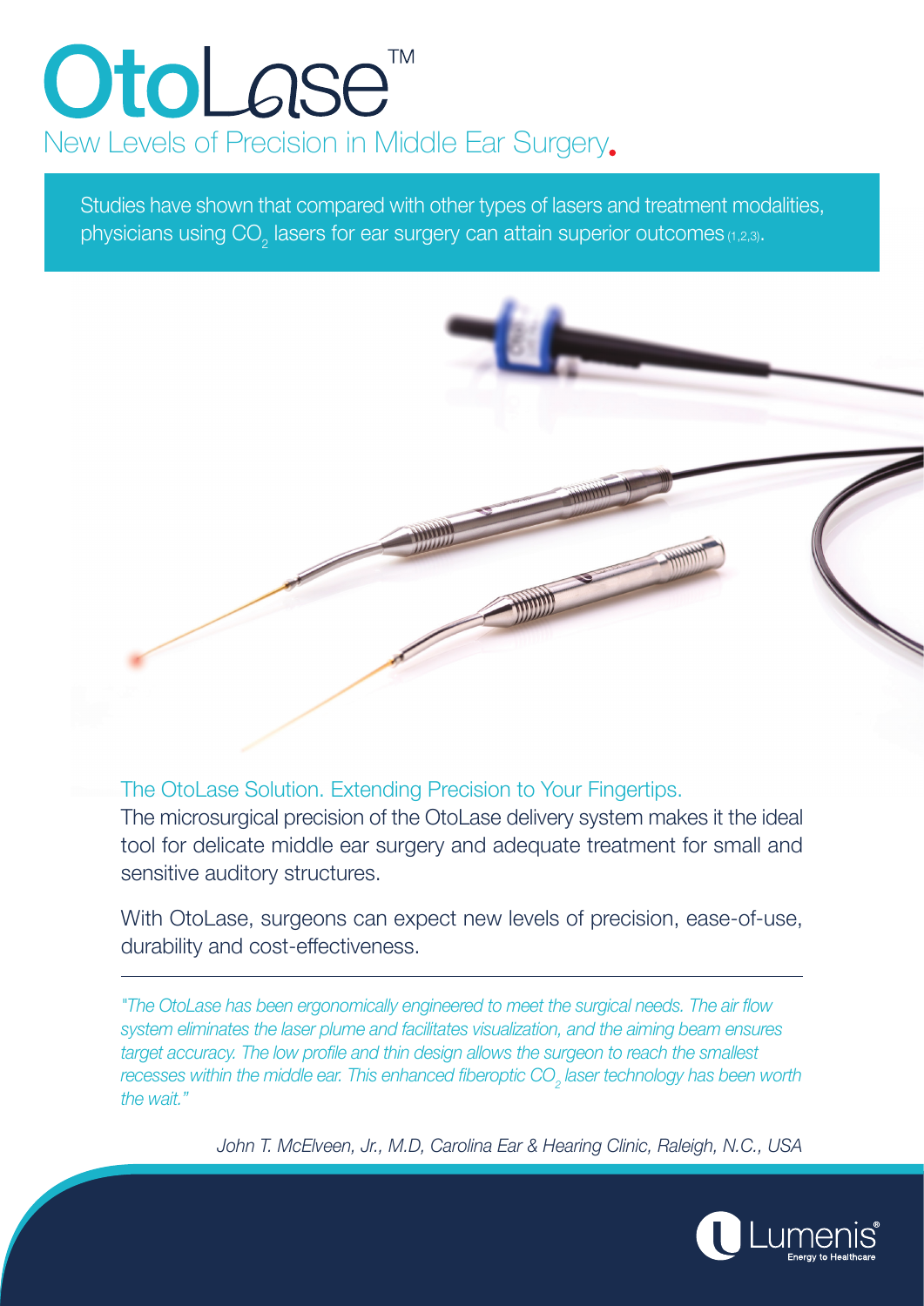# OtoLase™

## New Levels of Precision in Middle Ear Surgery.

Studies have shown that compared with other types of lasers and treatment modalities, physicians using $CO_2$ lasers for ear surgery can attain superior outcomes (1,2,3).

### The OtoLase Solution. Extending Precision to Your Fingertips.

The microsurgical precision of the OtoLase delivery system makes it the ideal tool for delicate middle ear surgery and adequate treatment for small and sensitive auditory structures.

With OtoLase, surgeons can expect new levels of precision, ease-of-use, durability and cost-effectiveness.

---

*"The OtoLase has been ergonomically engineered to meet the surgical needs. The air flow system eliminates the laser plume and facilitates visualization, and the aiming beam ensures target accuracy. The low profile and thin design allows the surgeon to reach the smallest recesses within the middle ear. This enhanced fiberoptic $CO_2$ laser technology has been worth the wait."*

*John T. McElveen, Jr., M.D, Carolina Ear & Hearing Clinic, Raleigh, N.C., USA*

Lumenis® Energy to Healthcare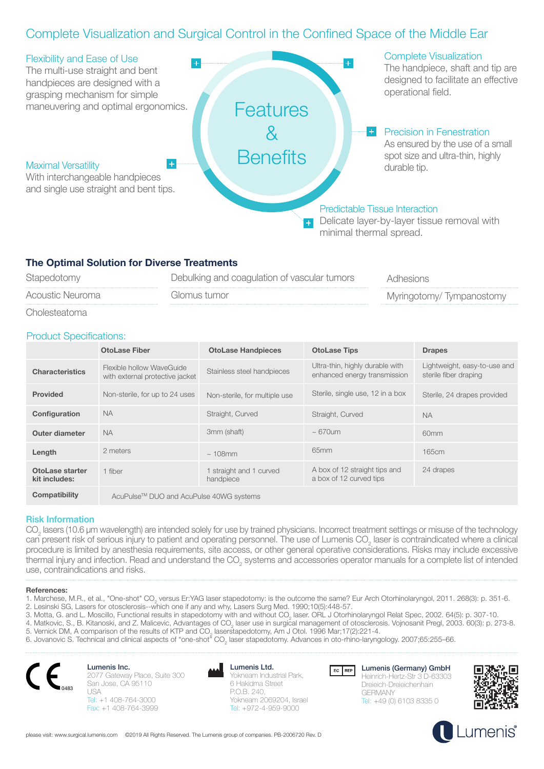# Complete Visualization and Surgical Control in the Confined Space of the Middle Ear

## Features & Benefits

### Flexibility and Ease of Use
The multi-use straight and bent handpieces are designed with a grasping mechanism for simple maneuvering and optimal ergonomics.

### Maximal Versatility
With interchangeable handpieces and single use straight and bent tips.

### Complete Visualization
The handpiece, shaft and tip are designed to facilitate an effective operational field.

### Precision in Fenestration
As ensured by the use of a small spot size and ultra-thin, highly durable tip.

### Predictable Tissue Interaction
Delicate layer-by-layer tissue removal with minimal thermal spread.

## The Optimal Solution for Diverse Treatments

- Stapedotomy
- Acoustic Neuroma
- Cholesteatoma
- Debulking and coagulation of vascular tumors
- Glomus tumor
- Adhesions
- Myringotomy/ Tympanostomy

## Product Specifications:

| | OtoLase Fiber | OtoLase Handpieces | OtoLase Tips | Drapes |
|---|---|---|---|---|
| **Characteristics** | Flexible hollow WaveGuide with external protective jacket | Stainless steel handpieces | Ultra-thin, highly durable with enhanced energy transmission | Lightweight, easy-to-use and sterile fiber draping |
| **Provided** | Non-sterile, for up to 24 uses | Non-sterile, for multiple use | Sterile, single use, 12 in a box | Sterile, 24 drapes provided |
| **Configuration** | NA | Straight, Curved | Straight, Curved | NA |
| **Outer diameter** | NA | 3mm (shaft) | ~ 670um | 60mm |
| **Length** | 2 meters | ~ 108mm | 65mm | 165cm |
| **OtoLase starter kit includes:** | 1 fiber | 1 straight and 1 curved handpiece | A box of 12 straight tips and a box of 12 curved tips | 24 drapes |
| **Compatibility** | AcuPulse™ DUO and AcuPulse 40WG systems | | | |

## Risk Information

$CO_2$ lasers (10.6 µm wavelength) are intended solely for use by trained physicians. Incorrect treatment settings or misuse of the technology can present risk of serious injury to patient and operating personnel. The use of Lumenis $CO_2$ laser is contraindicated where a clinical procedure is limited by anesthesia requirements, site access, or other general operative considerations. Risks may include excessive thermal injury and infection. Read and understand the $CO_2$ systems and accessories operator manuals for a complete list of intended use, contraindications and risks.

**References:**

1. Marchese, M.R., et al., "One-shot" $CO_2$ versus Er:YAG laser stapedotomy: is the outcome the same? Eur Arch Otorhinolaryngol, 2011. 268(3): p. 351-6.
2. Lesinski SG, Lasers for otosclerosis--which one if any and why, Lasers Surg Med. 1990;10(5):448-57.
3. Motta, G. and L. Moscillo, Functional results in stapedotomy with and without $CO_2$ laser. ORL J Otorhinolaryngol Relat Spec, 2002. 64(5): p. 307-10.
4. Matkovic, S., B. Kitanoski, and Z. Malicevic, Advantages of $CO_2$ laser use in surgical management of otosclerosis. Vojnosanit Pregl, 2003. 60(3): p. 273-8.
5. Vernick DM, A comparison of the results of KTP and $CO_2$ laserstapedotomy, Am J Otol. 1996 Mar;17(2):221-4.
6. Jovanovic S. Technical and clinical aspects of "one-shot" $CO_2$ laser stapedotomy. Advances in oto-rhino-laryngology. 2007;65:255–66.

CE 0483

**Lumenis Inc.**
2077 Gateway Place, Suite 300
San Jose, CA 95110
USA
Tel: +1 408-764-3000
Fax: +1 408-764-3999

**Lumenis Ltd.**
Yokneam Industrial Park,
6 Hakidma Street
P.O.B. 240,
Yokneam 2069204, Israel
Tel: +972-4-959-9000

EC REP

**Lumenis (Germany) GmbH**
Heinrich-Hertz-Str 3 D-63303
Dreieich-Dreieichenhain
GERMANY
Tel: +49 (0) 6103 8335 0

please visit: www.surgical.lumenis.com ©2019 All Rights Reserved. The Lumenis group of companies. PB-2006720 Rev. D

Lumenis®